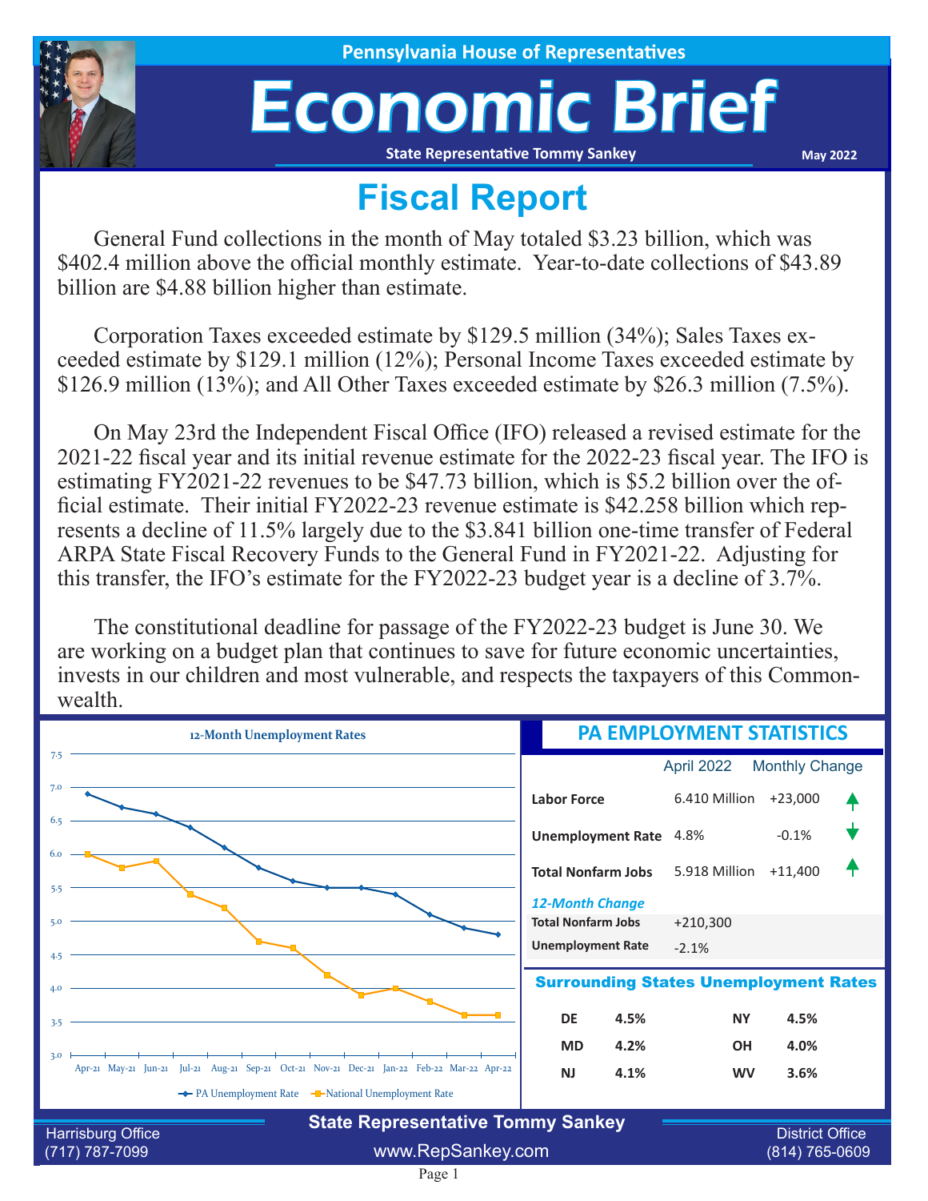Pennsylvania House of Representatives

# Economic Brief

State Representative Tommy Sankey

May 2022

## Fiscal Report

General Fund collections in the month of May totaled $3.23 billion, which was $402.4 million above the official monthly estimate. Year-to-date collections of $43.89 billion are $4.88 billion higher than estimate.

Corporation Taxes exceeded estimate by $129.5 million (34%); Sales Taxes exceeded estimate by $129.1 million (12%); Personal Income Taxes exceeded estimate by $126.9 million (13%); and All Other Taxes exceeded estimate by $26.3 million (7.5%).

On May 23rd the Independent Fiscal Office (IFO) released a revised estimate for the 2021-22 fiscal year and its initial revenue estimate for the 2022-23 fiscal year. The IFO is estimating FY2021-22 revenues to be $47.73 billion, which is $5.2 billion over the official estimate. Their initial FY2022-23 revenue estimate is $42.258 billion which represents a decline of 11.5% largely due to the $3.841 billion one-time transfer of Federal ARPA State Fiscal Recovery Funds to the General Fund in FY2021-22. Adjusting for this transfer, the IFO's estimate for the FY2022-23 budget year is a decline of 3.7%.

The constitutional deadline for passage of the FY2022-23 budget is June 30. We are working on a budget plan that continues to save for future economic uncertainties, invests in our children and most vulnerable, and respects the taxpayers of this Commonwealth.

### 12-Month Unemployment Rates

| Month | PA Unemployment Rate | National Unemployment Rate |
|---|---|---|
| Apr-21 | 6.9 | 6.0 |
| May-21 | 6.7 | 5.8 |
| Jun-21 | 6.6 | 5.9 |
| Jul-21 | 6.4 | 5.4 |
| Aug-21 | 6.1 | 5.2 |
| Sep-21 | 5.8 | 4.7 |
| Oct-21 | 5.6 | 4.6 |
| Nov-21 | 5.5 | 4.2 |
| Dec-21 | 5.5 | 3.9 |
| Jan-22 | 5.4 | 4.0 |
| Feb-22 | 5.1 | 3.8 |
| Mar-22 | 4.9 | 3.6 |
| Apr-22 | 4.8 | 3.6 |

### PA EMPLOYMENT STATISTICS

| | April 2022 | Monthly Change |
|---|---|---|
| **Labor Force** | 6.410 Million | +23,000 ↑ |
| **Unemployment Rate** | 4.8% | -0.1% ↓ |
| **Total Nonfarm Jobs** | 5.918 Million | +11,400 ↑ |

*12-Month Change*

| | |
|---|---|
| **Total Nonfarm Jobs** | +210,300 |
| **Unemployment Rate** | -2.1% |

### Surrounding States Unemployment Rates

| State | Rate | State | Rate |
|---|---|---|---|
| DE | 4.5% | NY | 4.5% |
| MD | 4.2% | OH | 4.0% |
| NJ | 4.1% | WV | 3.6% |

State Representative Tommy Sankey

Harrisburg Office (717) 787-7099 | www.RepSankey.com | District Office (814) 765-0609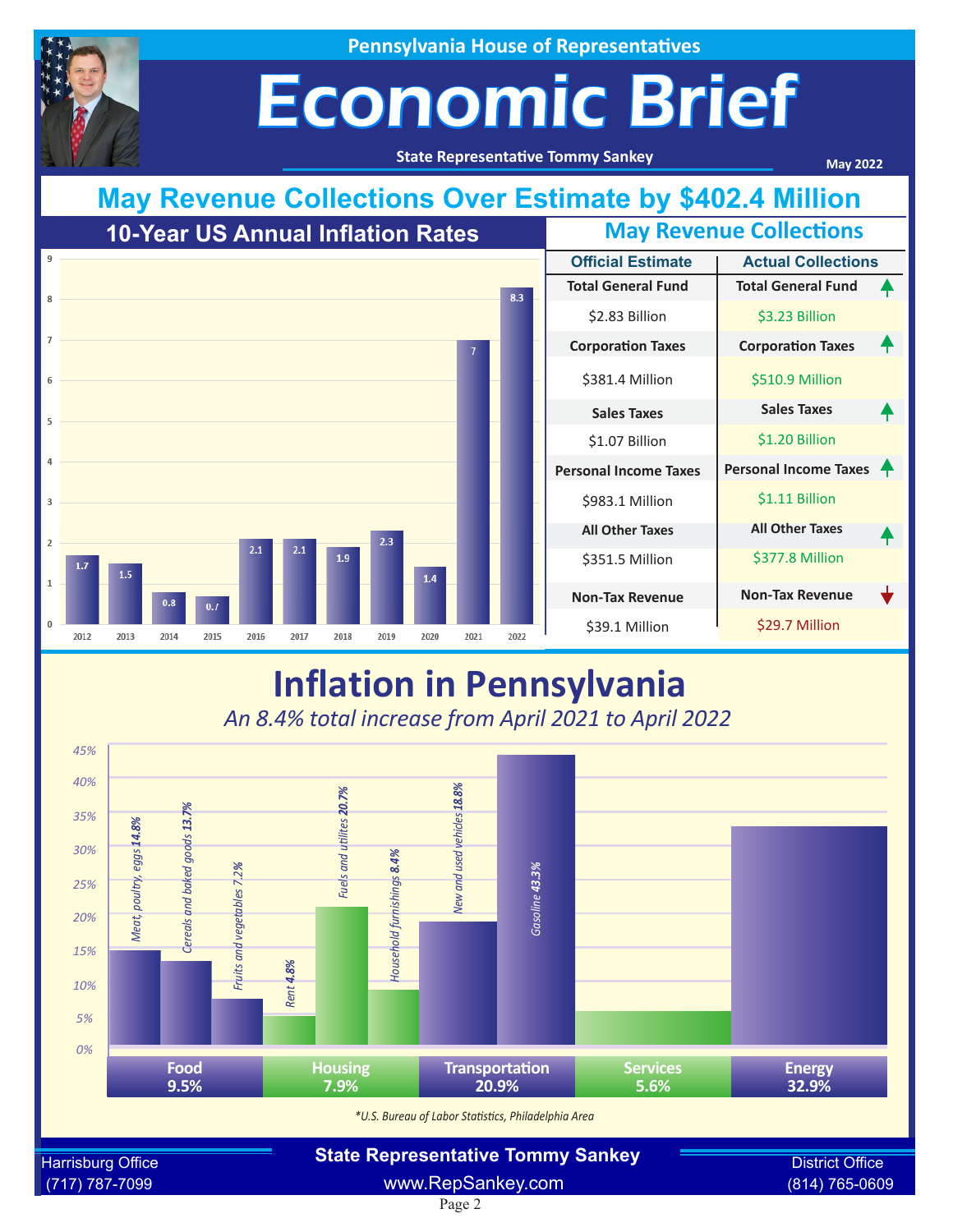Pennsylvania House of Representatives

# Economic Brief

State Representative Tommy Sankey

May 2022

## May Revenue Collections Over Estimate by $402.4 Million

### 10-Year US Annual Inflation Rates

9
8
7
6
5
4
3
2
1
0

1.7
1.5
0.8
0.7
2.1
2.1
1.9
2.3
1.4
7
8.3

2012
2013
2014
2015
2016
2017
2018
2019
2020
2021
2022

### May Revenue Collections

| Official Estimate | Actual Collections |
|---|---|
| **Total General Fund** | **Total General Fund** ↑ |
| $2.83 Billion | $3.23 Billion |
| **Corporation Taxes** | **Corporation Taxes** ↑ |
| $381.4 Million | $510.9 Million |
| **Sales Taxes** | **Sales Taxes** ↑ |
| $1.07 Billion | $1.20 Billion |
| **Personal Income Taxes** | **Personal Income Taxes** ↑ |
| $983.1 Million | $1.11 Billion |
| **All Other Taxes** | **All Other Taxes** ↑ |
| $351.5 Million | $377.8 Million |
| **Non-Tax Revenue** | **Non-Tax Revenue** ↓ |
| $39.1 Million | $29.7 Million |

## Inflation in Pennsylvania

*An 8.4% total increase from April 2021 to April 2022*

45%
40%
35%
30%
25%
20%
15%
10%
5%
0%

*Meat, poultry, eggs* ***14.8%***
*Cereals and baked goods* ***13.7%***
*Fruits and vegetables 7.2%*
*Rent* ***4.8%***
*Fuels and utilites* ***20.7%***
*Household furnishings* ***8.4%***
*New and used vehicles* ***18.8%***
*Gasoline* ***43.3%***

**Food** **9.5%**
**Housing** **7.9%**
**Transportation** **20.9%**
**Services** **5.6%**
**Energy** **32.9%**

*\*U.S. Bureau of Labor Statistics, Philadelphia Area*

Harrisburg Office
(717) 787-7099

**State Representative Tommy Sankey**
www.RepSankey.com

District Office
(814) 765-0609